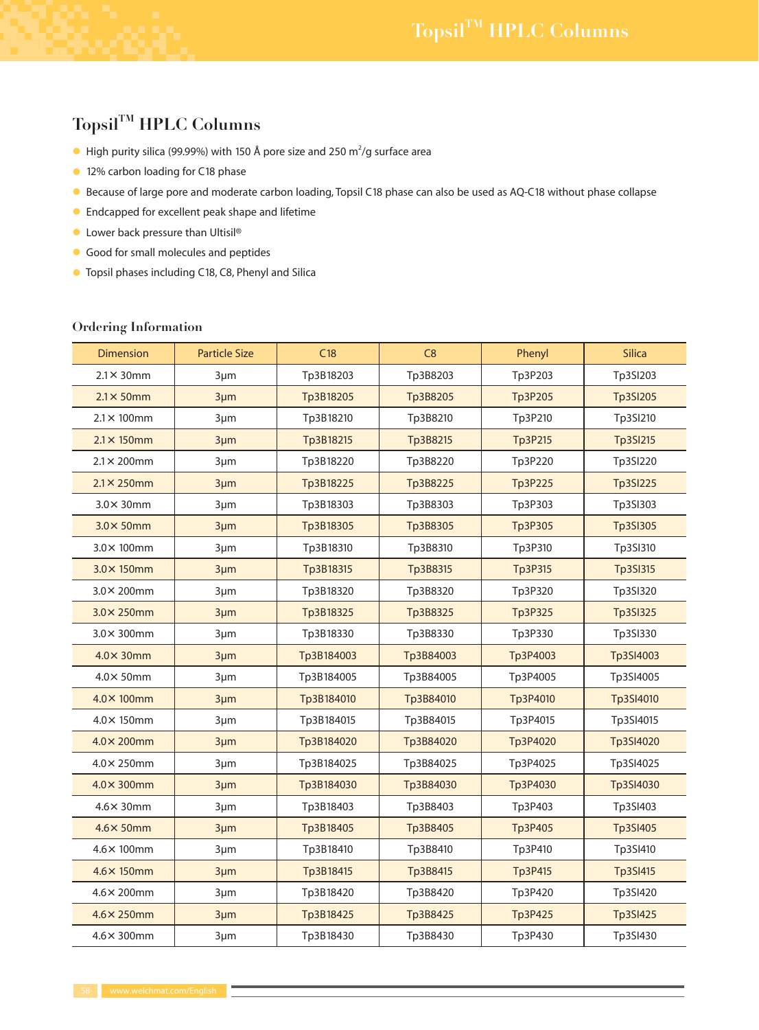# Topsil™ HPLC Columns

- High purity silica (99.99%) with 150 Å pore size and 250 $m^2$/g surface area
- 12% carbon loading for C18 phase
- Because of large pore and moderate carbon loading, Topsil C18 phase can also be used as AQ-C18 without phase collapse
- Endcapped for excellent peak shape and lifetime
- Lower back pressure than Ultisil®
- Good for small molecules and peptides
- Topsil phases including C18, C8, Phenyl and Silica

## Ordering Information

| Dimension | Particle Size | C18 | C8 | Phenyl | Silica |
|---|---|---|---|---|---|
| 2.1× 30mm | 3μm | Tp3B18203 | Tp3B8203 | Tp3P203 | Tp3SI203 |
| 2.1× 50mm | 3μm | Tp3B18205 | Tp3B8205 | Tp3P205 | Tp3SI205 |
| 2.1× 100mm | 3μm | Tp3B18210 | Tp3B8210 | Tp3P210 | Tp3SI210 |
| 2.1× 150mm | 3μm | Tp3B18215 | Tp3B8215 | Tp3P215 | Tp3SI215 |
| 2.1× 200mm | 3μm | Tp3B18220 | Tp3B8220 | Tp3P220 | Tp3SI220 |
| 2.1× 250mm | 3μm | Tp3B18225 | Tp3B8225 | Tp3P225 | Tp3SI225 |
| 3.0× 30mm | 3μm | Tp3B18303 | Tp3B8303 | Tp3P303 | Tp3SI303 |
| 3.0× 50mm | 3μm | Tp3B18305 | Tp3B8305 | Tp3P305 | Tp3SI305 |
| 3.0× 100mm | 3μm | Tp3B18310 | Tp3B8310 | Tp3P310 | Tp3SI310 |
| 3.0× 150mm | 3μm | Tp3B18315 | Tp3B8315 | Tp3P315 | Tp3SI315 |
| 3.0× 200mm | 3μm | Tp3B18320 | Tp3B8320 | Tp3P320 | Tp3SI320 |
| 3.0× 250mm | 3μm | Tp3B18325 | Tp3B8325 | Tp3P325 | Tp3SI325 |
| 3.0× 300mm | 3μm | Tp3B18330 | Tp3B8330 | Tp3P330 | Tp3SI330 |
| 4.0× 30mm | 3μm | Tp3B184003 | Tp3B84003 | Tp3P4003 | Tp3SI4003 |
| 4.0× 50mm | 3μm | Tp3B184005 | Tp3B84005 | Tp3P4005 | Tp3SI4005 |
| 4.0× 100mm | 3μm | Tp3B184010 | Tp3B84010 | Tp3P4010 | Tp3SI4010 |
| 4.0× 150mm | 3μm | Tp3B184015 | Tp3B84015 | Tp3P4015 | Tp3SI4015 |
| 4.0× 200mm | 3μm | Tp3B184020 | Tp3B84020 | Tp3P4020 | Tp3SI4020 |
| 4.0× 250mm | 3μm | Tp3B184025 | Tp3B84025 | Tp3P4025 | Tp3SI4025 |
| 4.0× 300mm | 3μm | Tp3B184030 | Tp3B84030 | Tp3P4030 | Tp3SI4030 |
| 4.6× 30mm | 3μm | Tp3B18403 | Tp3B8403 | Tp3P403 | Tp3SI403 |
| 4.6× 50mm | 3μm | Tp3B18405 | Tp3B8405 | Tp3P405 | Tp3SI405 |
| 4.6× 100mm | 3μm | Tp3B18410 | Tp3B8410 | Tp3P410 | Tp3SI410 |
| 4.6× 150mm | 3μm | Tp3B18415 | Tp3B8415 | Tp3P415 | Tp3SI415 |
| 4.6× 200mm | 3μm | Tp3B18420 | Tp3B8420 | Tp3P420 | Tp3SI420 |
| 4.6× 250mm | 3μm | Tp3B18425 | Tp3B8425 | Tp3P425 | Tp3SI425 |
| 4.6× 300mm | 3μm | Tp3B18430 | Tp3B8430 | Tp3P430 | Tp3SI430 |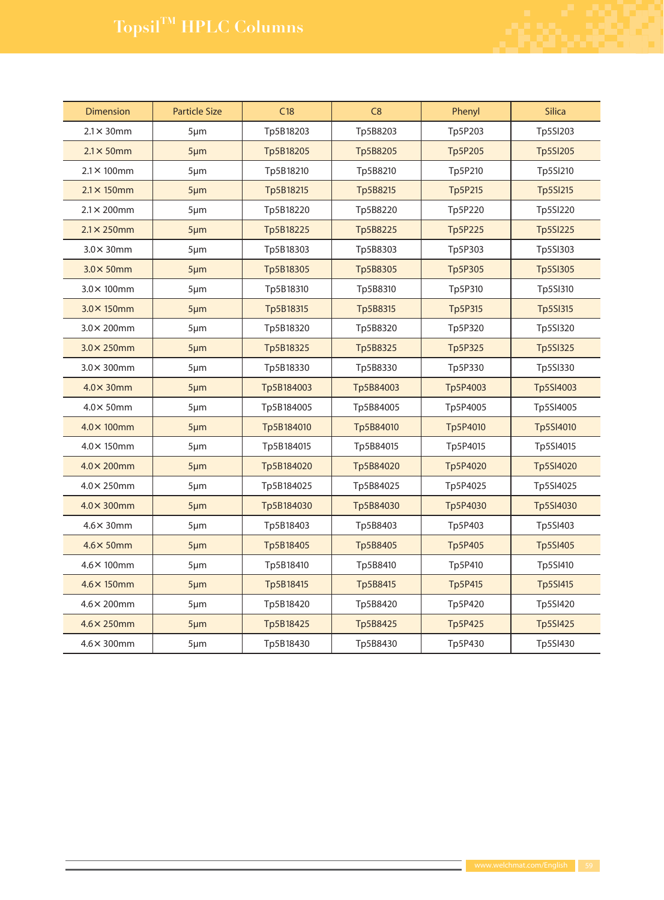# Topsil™ HPLC Columns

| Dimension | Particle Size | C18 | C8 | Phenyl | Silica |
|---|---|---|---|---|---|
| 2.1× 30mm | 5μm | Tp5B18203 | Tp5B8203 | Tp5P203 | Tp5SI203 |
| 2.1× 50mm | 5μm | Tp5B18205 | Tp5B8205 | Tp5P205 | Tp5SI205 |
| 2.1× 100mm | 5μm | Tp5B18210 | Tp5B8210 | Tp5P210 | Tp5SI210 |
| 2.1× 150mm | 5μm | Tp5B18215 | Tp5B8215 | Tp5P215 | Tp5SI215 |
| 2.1× 200mm | 5μm | Tp5B18220 | Tp5B8220 | Tp5P220 | Tp5SI220 |
| 2.1× 250mm | 5μm | Tp5B18225 | Tp5B8225 | Tp5P225 | Tp5SI225 |
| 3.0× 30mm | 5μm | Tp5B18303 | Tp5B8303 | Tp5P303 | Tp5SI303 |
| 3.0× 50mm | 5μm | Tp5B18305 | Tp5B8305 | Tp5P305 | Tp5SI305 |
| 3.0× 100mm | 5μm | Tp5B18310 | Tp5B8310 | Tp5P310 | Tp5SI310 |
| 3.0× 150mm | 5μm | Tp5B18315 | Tp5B8315 | Tp5P315 | Tp5SI315 |
| 3.0× 200mm | 5μm | Tp5B18320 | Tp5B8320 | Tp5P320 | Tp5SI320 |
| 3.0× 250mm | 5μm | Tp5B18325 | Tp5B8325 | Tp5P325 | Tp5SI325 |
| 3.0× 300mm | 5μm | Tp5B18330 | Tp5B8330 | Tp5P330 | Tp5SI330 |
| 4.0× 30mm | 5μm | Tp5B184003 | Tp5B84003 | Tp5P4003 | Tp5SI4003 |
| 4.0× 50mm | 5μm | Tp5B184005 | Tp5B84005 | Tp5P4005 | Tp5SI4005 |
| 4.0× 100mm | 5μm | Tp5B184010 | Tp5B84010 | Tp5P4010 | Tp5SI4010 |
| 4.0× 150mm | 5μm | Tp5B184015 | Tp5B84015 | Tp5P4015 | Tp5SI4015 |
| 4.0× 200mm | 5μm | Tp5B184020 | Tp5B84020 | Tp5P4020 | Tp5SI4020 |
| 4.0× 250mm | 5μm | Tp5B184025 | Tp5B84025 | Tp5P4025 | Tp5SI4025 |
| 4.0× 300mm | 5μm | Tp5B184030 | Tp5B84030 | Tp5P4030 | Tp5SI4030 |
| 4.6× 30mm | 5μm | Tp5B18403 | Tp5B8403 | Tp5P403 | Tp5SI403 |
| 4.6× 50mm | 5μm | Tp5B18405 | Tp5B8405 | Tp5P405 | Tp5SI405 |
| 4.6× 100mm | 5μm | Tp5B18410 | Tp5B8410 | Tp5P410 | Tp5SI410 |
| 4.6× 150mm | 5μm | Tp5B18415 | Tp5B8415 | Tp5P415 | Tp5SI415 |
| 4.6× 200mm | 5μm | Tp5B18420 | Tp5B8420 | Tp5P420 | Tp5SI420 |
| 4.6× 250mm | 5μm | Tp5B18425 | Tp5B8425 | Tp5P425 | Tp5SI425 |
| 4.6× 300mm | 5μm | Tp5B18430 | Tp5B8430 | Tp5P430 | Tp5SI430 |